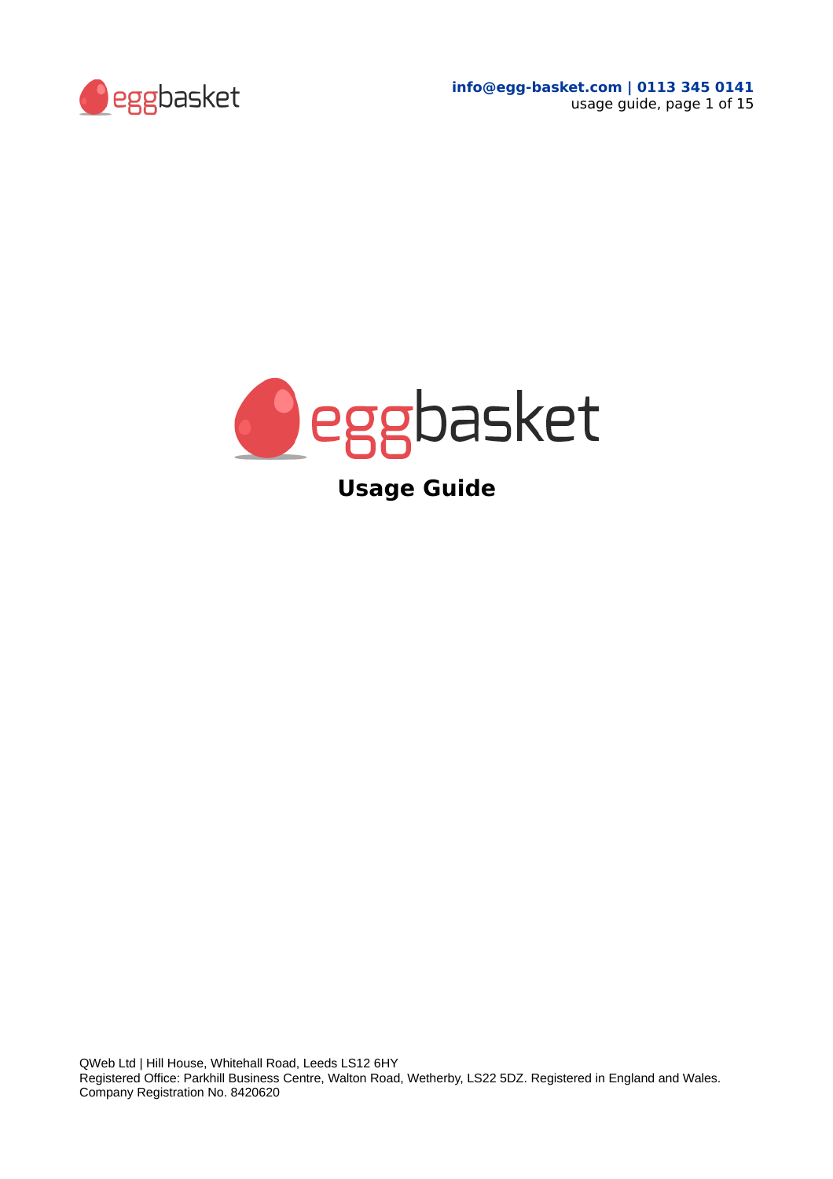# eggbasket

## Usage Guide

QWeb Ltd | Hill House, Whitehall Road, Leeds LS12 6HY
Registered Office: Parkhill Business Centre, Walton Road, Wetherby, LS22 5DZ. Registered in England and Wales.
Company Registration No. 8420620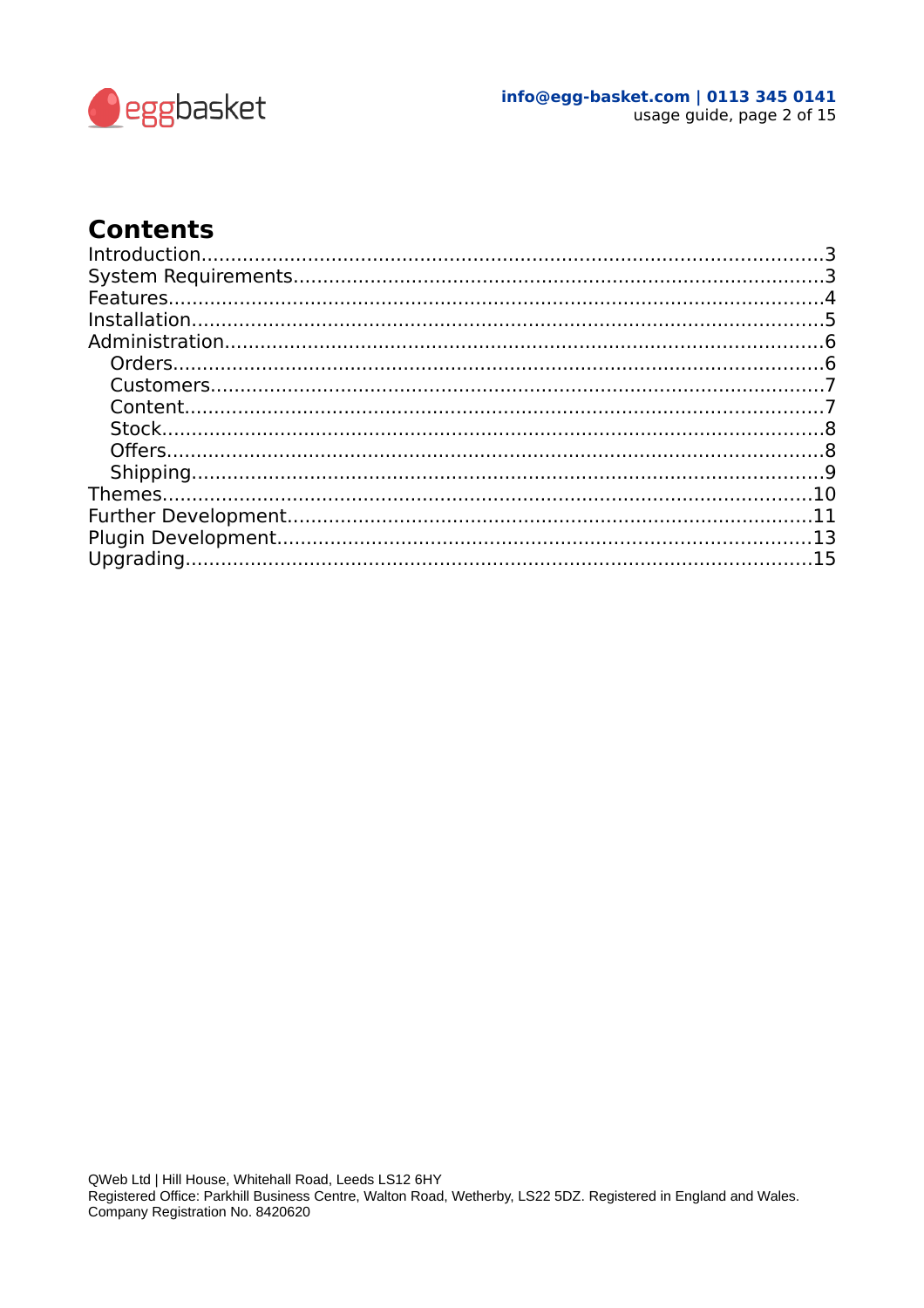# Contents

- Introduction....3
- System Requirements....3
- Features....4
- Installation....5
- Administration....6
  - Orders....6
  - Customers....7
  - Content....7
  - Stock....8
  - Offers....8
  - Shipping....9
- Themes....10
- Further Development....11
- Plugin Development....13
- Upgrading....15

QWeb Ltd | Hill House, Whitehall Road, Leeds LS12 6HY
Registered Office: Parkhill Business Centre, Walton Road, Wetherby, LS22 5DZ. Registered in England and Wales.
Company Registration No. 8420620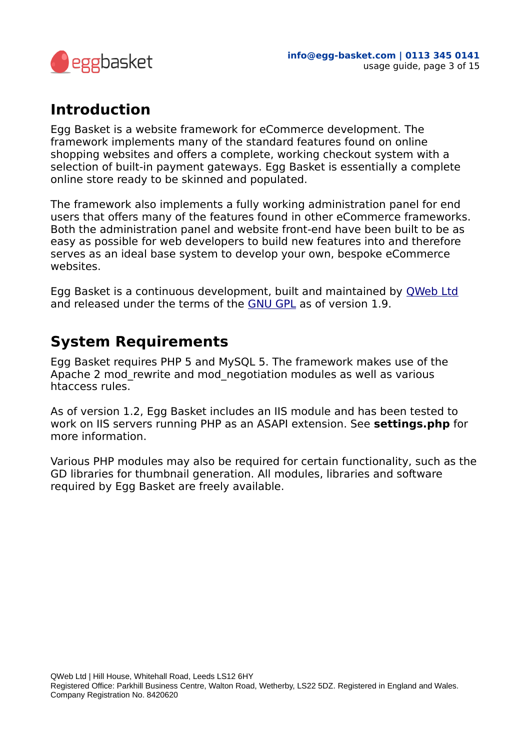## Introduction

Egg Basket is a website framework for eCommerce development. The framework implements many of the standard features found on online shopping websites and offers a complete, working checkout system with a selection of built-in payment gateways. Egg Basket is essentially a complete online store ready to be skinned and populated.

The framework also implements a fully working administration panel for end users that offers many of the features found in other eCommerce frameworks. Both the administration panel and website front-end have been built to be as easy as possible for web developers to build new features into and therefore serves as an ideal base system to develop your own, bespoke eCommerce websites.

Egg Basket is a continuous development, built and maintained by QWeb Ltd and released under the terms of the GNU GPL as of version 1.9.

## System Requirements

Egg Basket requires PHP 5 and MySQL 5. The framework makes use of the Apache 2 mod_rewrite and mod_negotiation modules as well as various htaccess rules.

As of version 1.2, Egg Basket includes an IIS module and has been tested to work on IIS servers running PHP as an ASAPI extension. See **settings.php** for more information.

Various PHP modules may also be required for certain functionality, such as the GD libraries for thumbnail generation. All modules, libraries and software required by Egg Basket are freely available.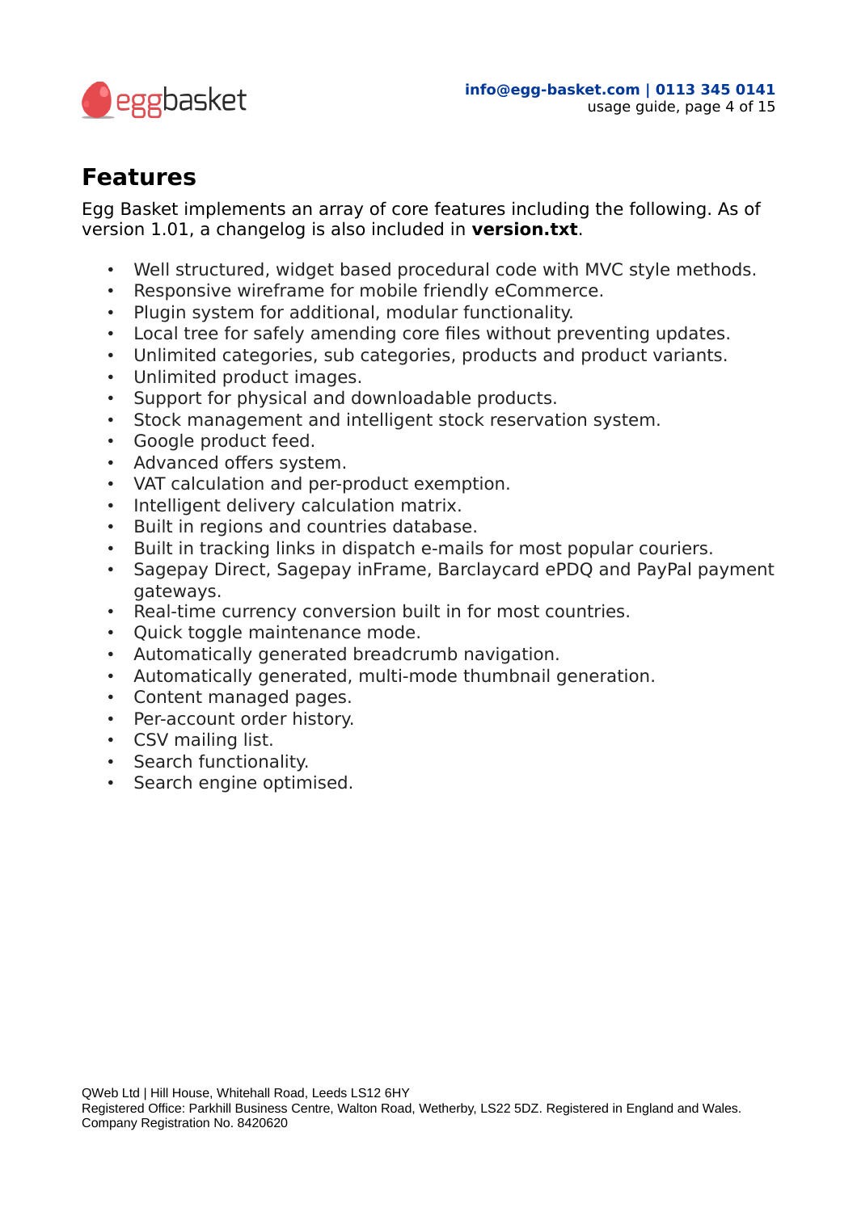## Features

Egg Basket implements an array of core features including the following. As of version 1.01, a changelog is also included in **version.txt**.

- Well structured, widget based procedural code with MVC style methods.
- Responsive wireframe for mobile friendly eCommerce.
- Plugin system for additional, modular functionality.
- Local tree for safely amending core files without preventing updates.
- Unlimited categories, sub categories, products and product variants.
- Unlimited product images.
- Support for physical and downloadable products.
- Stock management and intelligent stock reservation system.
- Google product feed.
- Advanced offers system.
- VAT calculation and per-product exemption.
- Intelligent delivery calculation matrix.
- Built in regions and countries database.
- Built in tracking links in dispatch e-mails for most popular couriers.
- Sagepay Direct, Sagepay inFrame, Barclaycard ePDQ and PayPal payment gateways.
- Real-time currency conversion built in for most countries.
- Quick toggle maintenance mode.
- Automatically generated breadcrumb navigation.
- Automatically generated, multi-mode thumbnail generation.
- Content managed pages.
- Per-account order history.
- CSV mailing list.
- Search functionality.
- Search engine optimised.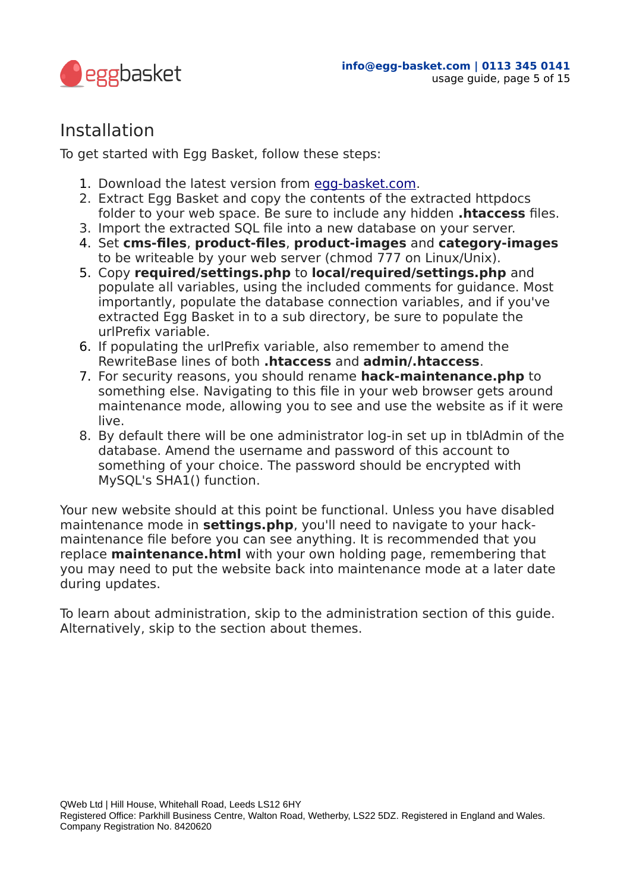# Installation

To get started with Egg Basket, follow these steps:

1. Download the latest version from [egg-basket.com](egg-basket.com).
2. Extract Egg Basket and copy the contents of the extracted httpdocs folder to your web space. Be sure to include any hidden **.htaccess** files.
3. Import the extracted SQL file into a new database on your server.
4. Set **cms-files**, **product-files**, **product-images** and **category-images** to be writeable by your web server (chmod 777 on Linux/Unix).
5. Copy **required/settings.php** to **local/required/settings.php** and populate all variables, using the included comments for guidance. Most importantly, populate the database connection variables, and if you've extracted Egg Basket in to a sub directory, be sure to populate the urlPrefix variable.
6. If populating the urlPrefix variable, also remember to amend the RewriteBase lines of both **.htaccess** and **admin/.htaccess**.
7. For security reasons, you should rename **hack-maintenance.php** to something else. Navigating to this file in your web browser gets around maintenance mode, allowing you to see and use the website as if it were live.
8. By default there will be one administrator log-in set up in tblAdmin of the database. Amend the username and password of this account to something of your choice. The password should be encrypted with MySQL's SHA1() function.

Your new website should at this point be functional. Unless you have disabled maintenance mode in **settings.php**, you'll need to navigate to your hack-maintenance file before you can see anything. It is recommended that you replace **maintenance.html** with your own holding page, remembering that you may need to put the website back into maintenance mode at a later date during updates.

To learn about administration, skip to the administration section of this guide. Alternatively, skip to the section about themes.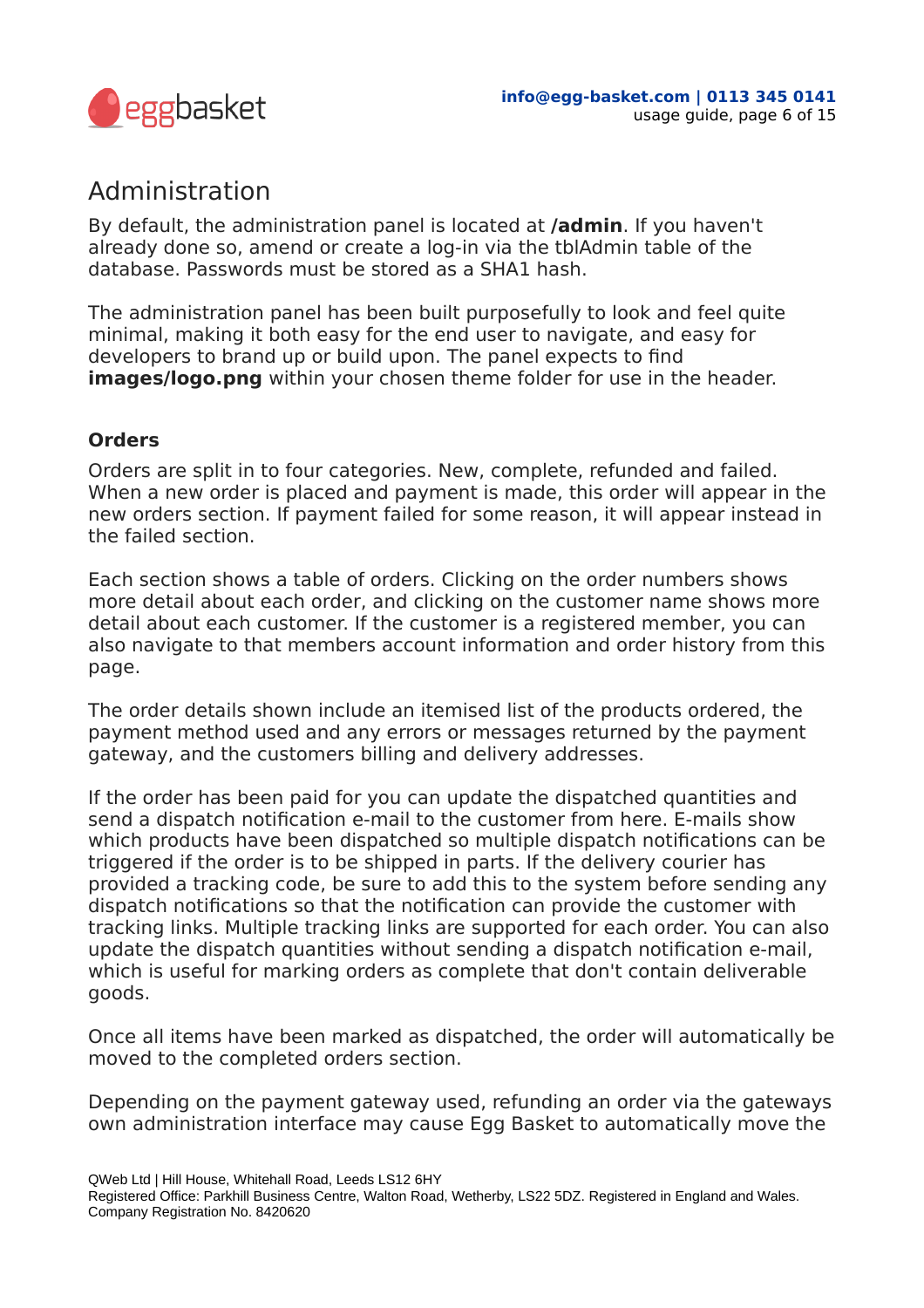# Administration

By default, the administration panel is located at **/admin**. If you haven't already done so, amend or create a log-in via the tblAdmin table of the database. Passwords must be stored as a SHA1 hash.

The administration panel has been built purposefully to look and feel quite minimal, making it both easy for the end user to navigate, and easy for developers to brand up or build upon. The panel expects to find **images/logo.png** within your chosen theme folder for use in the header.

### Orders

Orders are split in to four categories. New, complete, refunded and failed. When a new order is placed and payment is made, this order will appear in the new orders section. If payment failed for some reason, it will appear instead in the failed section.

Each section shows a table of orders. Clicking on the order numbers shows more detail about each order, and clicking on the customer name shows more detail about each customer. If the customer is a registered member, you can also navigate to that members account information and order history from this page.

The order details shown include an itemised list of the products ordered, the payment method used and any errors or messages returned by the payment gateway, and the customers billing and delivery addresses.

If the order has been paid for you can update the dispatched quantities and send a dispatch notification e-mail to the customer from here. E-mails show which products have been dispatched so multiple dispatch notifications can be triggered if the order is to be shipped in parts. If the delivery courier has provided a tracking code, be sure to add this to the system before sending any dispatch notifications so that the notification can provide the customer with tracking links. Multiple tracking links are supported for each order. You can also update the dispatch quantities without sending a dispatch notification e-mail, which is useful for marking orders as complete that don't contain deliverable goods.

Once all items have been marked as dispatched, the order will automatically be moved to the completed orders section.

Depending on the payment gateway used, refunding an order via the gateways own administration interface may cause Egg Basket to automatically move the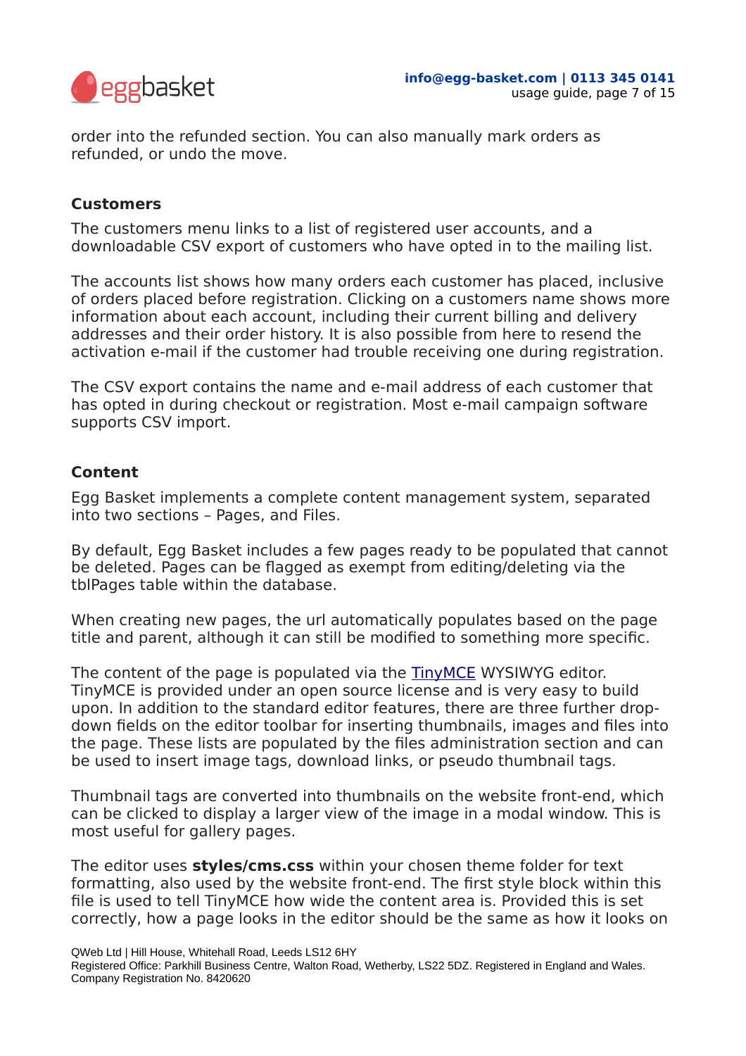order into the refunded section. You can also manually mark orders as refunded, or undo the move.

### Customers

The customers menu links to a list of registered user accounts, and a downloadable CSV export of customers who have opted in to the mailing list.

The accounts list shows how many orders each customer has placed, inclusive of orders placed before registration. Clicking on a customers name shows more information about each account, including their current billing and delivery addresses and their order history. It is also possible from here to resend the activation e-mail if the customer had trouble receiving one during registration.

The CSV export contains the name and e-mail address of each customer that has opted in during checkout or registration. Most e-mail campaign software supports CSV import.

### Content

Egg Basket implements a complete content management system, separated into two sections – Pages, and Files.

By default, Egg Basket includes a few pages ready to be populated that cannot be deleted. Pages can be flagged as exempt from editing/deleting via the tblPages table within the database.

When creating new pages, the url automatically populates based on the page title and parent, although it can still be modified to something more specific.

The content of the page is populated via the TinyMCE WYSIWYG editor. TinyMCE is provided under an open source license and is very easy to build upon. In addition to the standard editor features, there are three further drop-down fields on the editor toolbar for inserting thumbnails, images and files into the page. These lists are populated by the files administration section and can be used to insert image tags, download links, or pseudo thumbnail tags.

Thumbnail tags are converted into thumbnails on the website front-end, which can be clicked to display a larger view of the image in a modal window. This is most useful for gallery pages.

The editor uses **styles/cms.css** within your chosen theme folder for text formatting, also used by the website front-end. The first style block within this file is used to tell TinyMCE how wide the content area is. Provided this is set correctly, how a page looks in the editor should be the same as how it looks on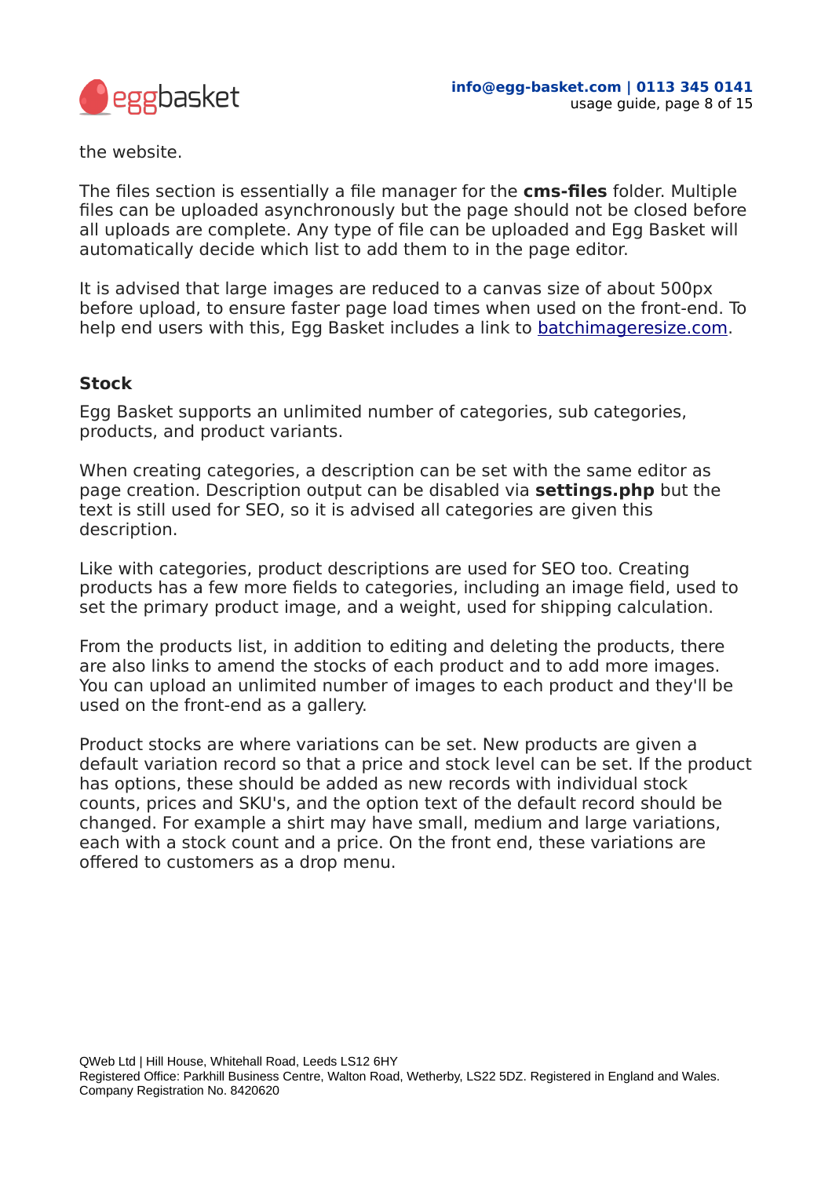the website.

The files section is essentially a file manager for the **cms-files** folder. Multiple files can be uploaded asynchronously but the page should not be closed before all uploads are complete. Any type of file can be uploaded and Egg Basket will automatically decide which list to add them to in the page editor.

It is advised that large images are reduced to a canvas size of about 500px before upload, to ensure faster page load times when used on the front-end. To help end users with this, Egg Basket includes a link to [batchimageresize.com](batchimageresize.com).

### Stock

Egg Basket supports an unlimited number of categories, sub categories, products, and product variants.

When creating categories, a description can be set with the same editor as page creation. Description output can be disabled via **settings.php** but the text is still used for SEO, so it is advised all categories are given this description.

Like with categories, product descriptions are used for SEO too. Creating products has a few more fields to categories, including an image field, used to set the primary product image, and a weight, used for shipping calculation.

From the products list, in addition to editing and deleting the products, there are also links to amend the stocks of each product and to add more images. You can upload an unlimited number of images to each product and they'll be used on the front-end as a gallery.

Product stocks are where variations can be set. New products are given a default variation record so that a price and stock level can be set. If the product has options, these should be added as new records with individual stock counts, prices and SKU's, and the option text of the default record should be changed. For example a shirt may have small, medium and large variations, each with a stock count and a price. On the front end, these variations are offered to customers as a drop menu.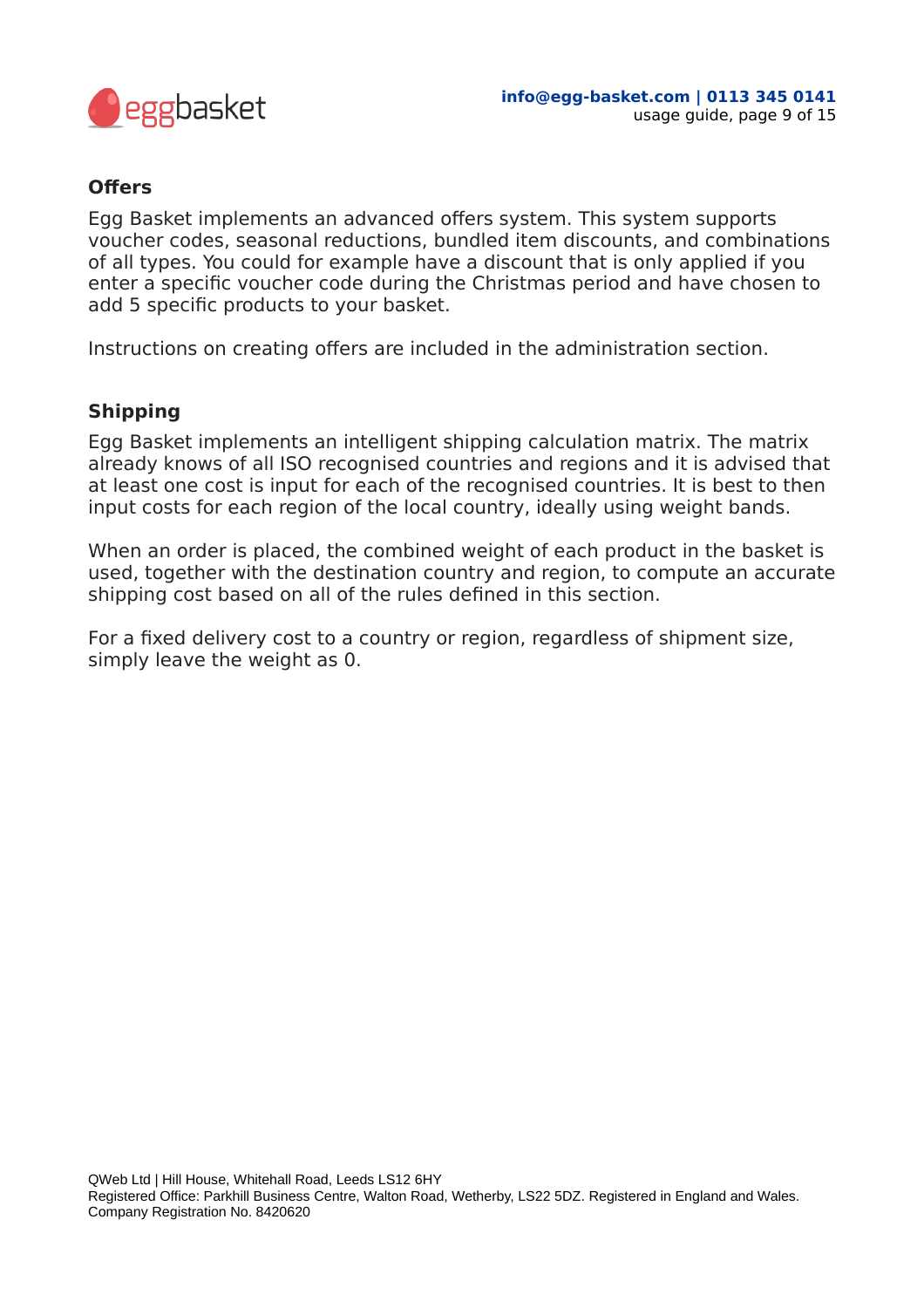## Offers

Egg Basket implements an advanced offers system. This system supports voucher codes, seasonal reductions, bundled item discounts, and combinations of all types. You could for example have a discount that is only applied if you enter a specific voucher code during the Christmas period and have chosen to add 5 specific products to your basket.

Instructions on creating offers are included in the administration section.

## Shipping

Egg Basket implements an intelligent shipping calculation matrix. The matrix already knows of all ISO recognised countries and regions and it is advised that at least one cost is input for each of the recognised countries. It is best to then input costs for each region of the local country, ideally using weight bands.

When an order is placed, the combined weight of each product in the basket is used, together with the destination country and region, to compute an accurate shipping cost based on all of the rules defined in this section.

For a fixed delivery cost to a country or region, regardless of shipment size, simply leave the weight as 0.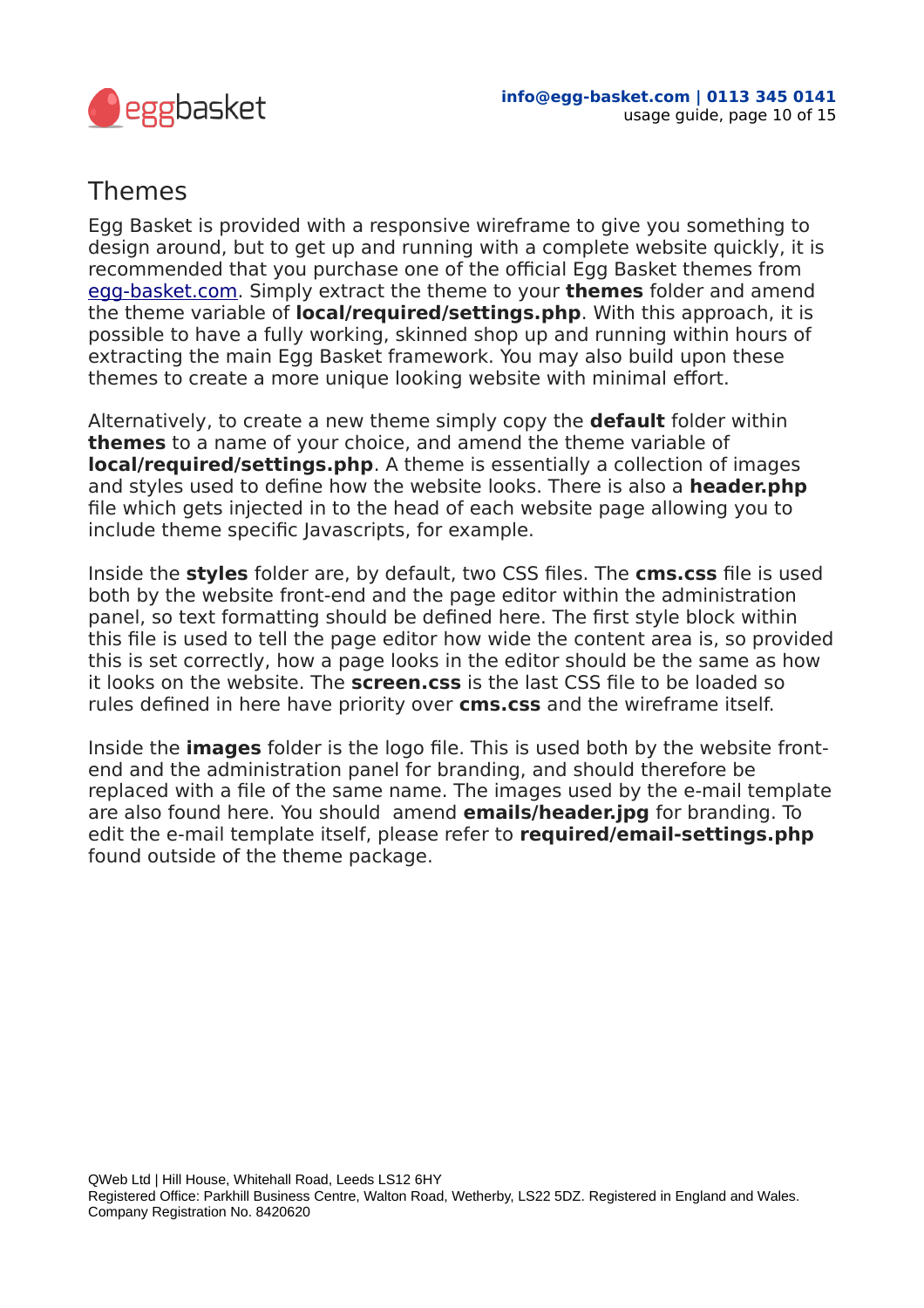# Themes

Egg Basket is provided with a responsive wireframe to give you something to design around, but to get up and running with a complete website quickly, it is recommended that you purchase one of the official Egg Basket themes from [egg-basket.com](http://egg-basket.com). Simply extract the theme to your **themes** folder and amend the theme variable of **local/required/settings.php**. With this approach, it is possible to have a fully working, skinned shop up and running within hours of extracting the main Egg Basket framework. You may also build upon these themes to create a more unique looking website with minimal effort.

Alternatively, to create a new theme simply copy the **default** folder within **themes** to a name of your choice, and amend the theme variable of **local/required/settings.php**. A theme is essentially a collection of images and styles used to define how the website looks. There is also a **header.php** file which gets injected in to the head of each website page allowing you to include theme specific Javascripts, for example.

Inside the **styles** folder are, by default, two CSS files. The **cms.css** file is used both by the website front-end and the page editor within the administration panel, so text formatting should be defined here. The first style block within this file is used to tell the page editor how wide the content area is, so provided this is set correctly, how a page looks in the editor should be the same as how it looks on the website. The **screen.css** is the last CSS file to be loaded so rules defined in here have priority over **cms.css** and the wireframe itself.

Inside the **images** folder is the logo file. This is used both by the website front-end and the administration panel for branding, and should therefore be replaced with a file of the same name. The images used by the e-mail template are also found here. You should amend **emails/header.jpg** for branding. To edit the e-mail template itself, please refer to **required/email-settings.php** found outside of the theme package.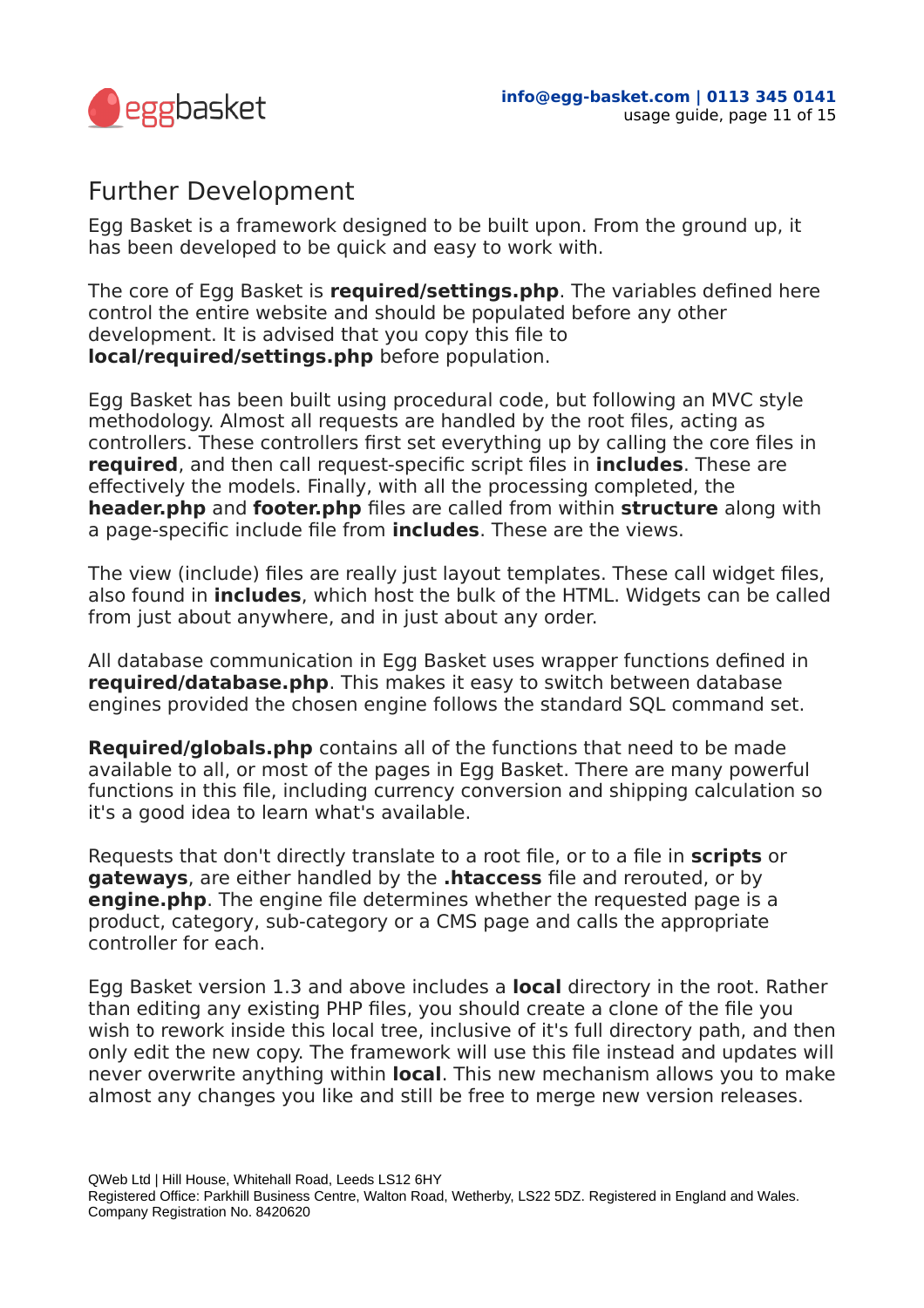# Further Development

Egg Basket is a framework designed to be built upon. From the ground up, it has been developed to be quick and easy to work with.

The core of Egg Basket is **required/settings.php**. The variables defined here control the entire website and should be populated before any other development. It is advised that you copy this file to **local/required/settings.php** before population.

Egg Basket has been built using procedural code, but following an MVC style methodology. Almost all requests are handled by the root files, acting as controllers. These controllers first set everything up by calling the core files in **required**, and then call request-specific script files in **includes**. These are effectively the models. Finally, with all the processing completed, the **header.php** and **footer.php** files are called from within **structure** along with a page-specific include file from **includes**. These are the views.

The view (include) files are really just layout templates. These call widget files, also found in **includes**, which host the bulk of the HTML. Widgets can be called from just about anywhere, and in just about any order.

All database communication in Egg Basket uses wrapper functions defined in **required/database.php**. This makes it easy to switch between database engines provided the chosen engine follows the standard SQL command set.

**Required/globals.php** contains all of the functions that need to be made available to all, or most of the pages in Egg Basket. There are many powerful functions in this file, including currency conversion and shipping calculation so it's a good idea to learn what's available.

Requests that don't directly translate to a root file, or to a file in **scripts** or **gateways**, are either handled by the **.htaccess** file and rerouted, or by **engine.php**. The engine file determines whether the requested page is a product, category, sub-category or a CMS page and calls the appropriate controller for each.

Egg Basket version 1.3 and above includes a **local** directory in the root. Rather than editing any existing PHP files, you should create a clone of the file you wish to rework inside this local tree, inclusive of it's full directory path, and then only edit the new copy. The framework will use this file instead and updates will never overwrite anything within **local**. This new mechanism allows you to make almost any changes you like and still be free to merge new version releases.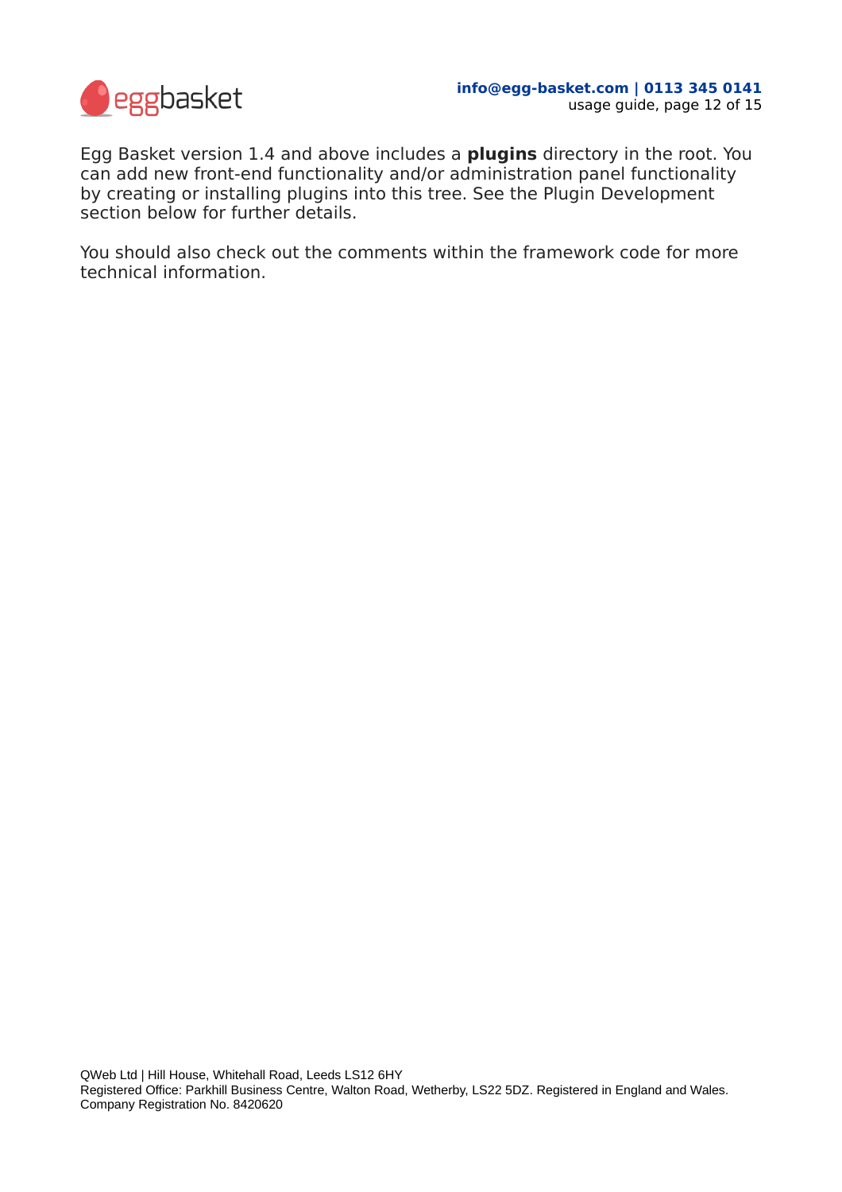Egg Basket version 1.4 and above includes a **plugins** directory in the root. You can add new front-end functionality and/or administration panel functionality by creating or installing plugins into this tree. See the Plugin Development section below for further details.

You should also check out the comments within the framework code for more technical information.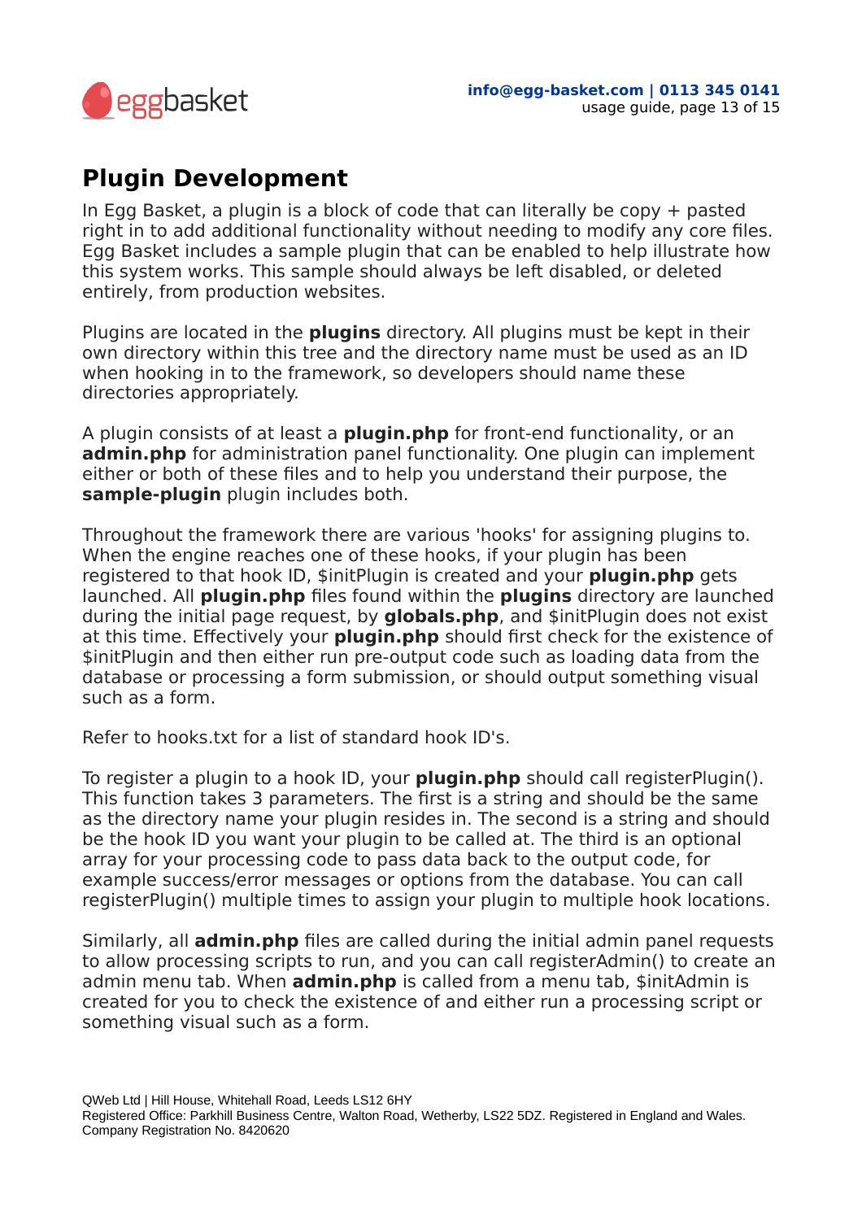# Plugin Development

In Egg Basket, a plugin is a block of code that can literally be copy + pasted right in to add additional functionality without needing to modify any core files. Egg Basket includes a sample plugin that can be enabled to help illustrate how this system works. This sample should always be left disabled, or deleted entirely, from production websites.

Plugins are located in the **plugins** directory. All plugins must be kept in their own directory within this tree and the directory name must be used as an ID when hooking in to the framework, so developers should name these directories appropriately.

A plugin consists of at least a **plugin.php** for front-end functionality, or an **admin.php** for administration panel functionality. One plugin can implement either or both of these files and to help you understand their purpose, the **sample-plugin** plugin includes both.

Throughout the framework there are various 'hooks' for assigning plugins to. When the engine reaches one of these hooks, if your plugin has been registered to that hook ID, $initPlugin is created and your **plugin.php** gets launched. All **plugin.php** files found within the **plugins** directory are launched during the initial page request, by **globals.php**, and $initPlugin does not exist at this time. Effectively your **plugin.php** should first check for the existence of $initPlugin and then either run pre-output code such as loading data from the database or processing a form submission, or should output something visual such as a form.

Refer to hooks.txt for a list of standard hook ID's.

To register a plugin to a hook ID, your **plugin.php** should call registerPlugin(). This function takes 3 parameters. The first is a string and should be the same as the directory name your plugin resides in. The second is a string and should be the hook ID you want your plugin to be called at. The third is an optional array for your processing code to pass data back to the output code, for example success/error messages or options from the database. You can call registerPlugin() multiple times to assign your plugin to multiple hook locations.

Similarly, all **admin.php** files are called during the initial admin panel requests to allow processing scripts to run, and you can call registerAdmin() to create an admin menu tab. When **admin.php** is called from a menu tab, $initAdmin is created for you to check the existence of and either run a processing script or something visual such as a form.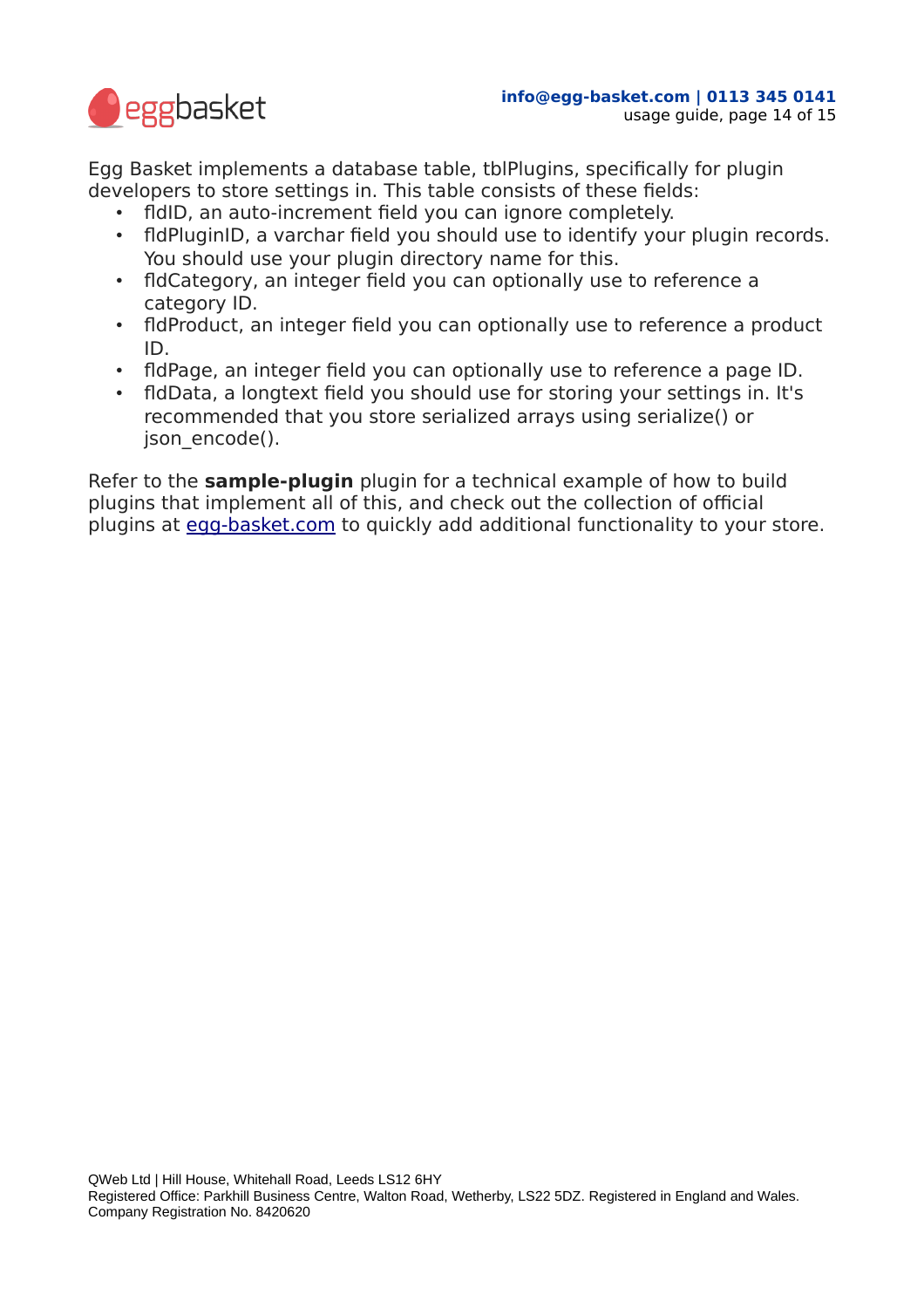Egg Basket implements a database table, tblPlugins, specifically for plugin developers to store settings in. This table consists of these fields:

- fldID, an auto-increment field you can ignore completely.
- fldPluginID, a varchar field you should use to identify your plugin records. You should use your plugin directory name for this.
- fldCategory, an integer field you can optionally use to reference a category ID.
- fldProduct, an integer field you can optionally use to reference a product ID.
- fldPage, an integer field you can optionally use to reference a page ID.
- fldData, a longtext field you should use for storing your settings in. It's recommended that you store serialized arrays using serialize() or json_encode().

Refer to the **sample-plugin** plugin for a technical example of how to build plugins that implement all of this, and check out the collection of official plugins at [egg-basket.com](egg-basket.com) to quickly add additional functionality to your store.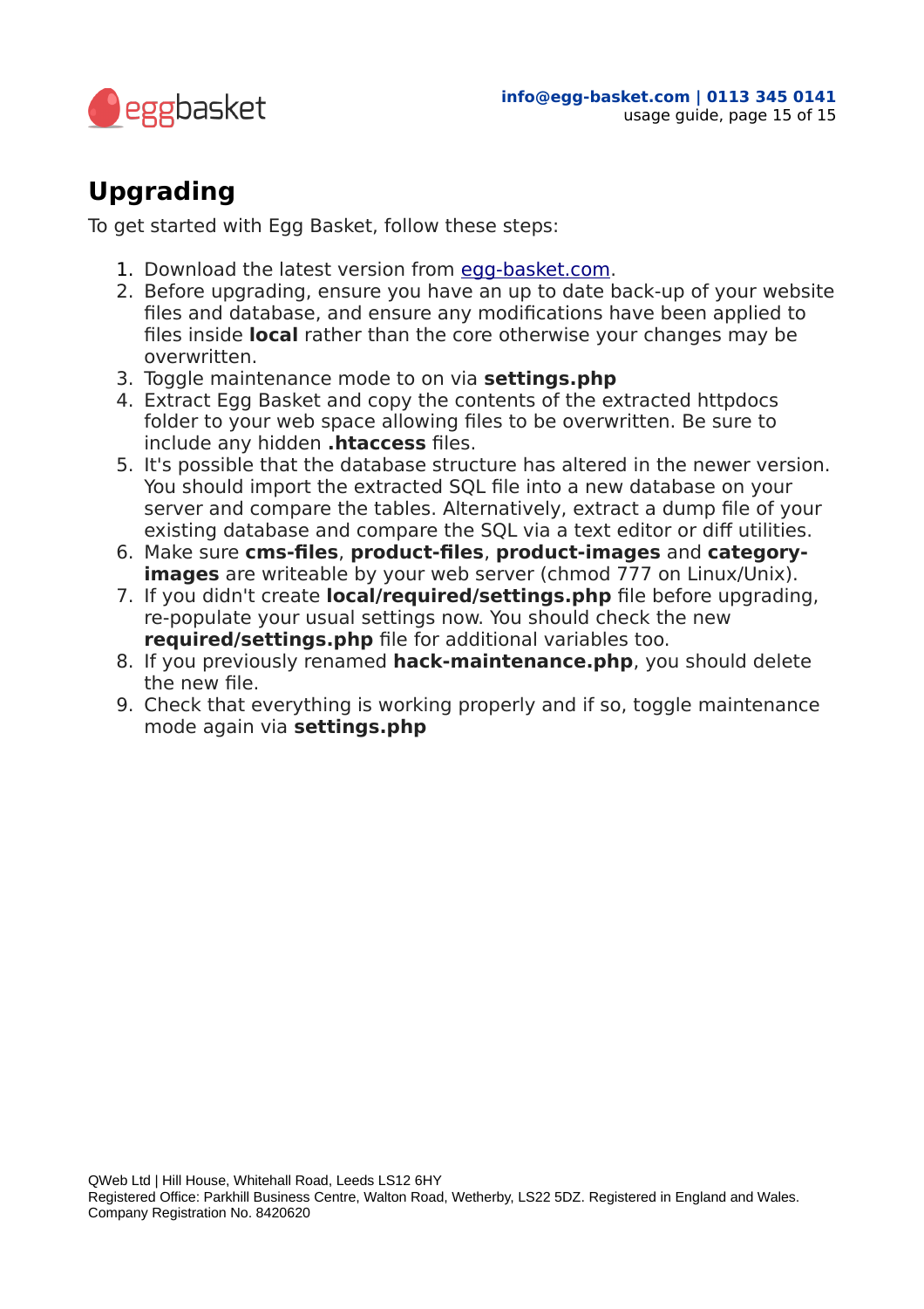## Upgrading

To get started with Egg Basket, follow these steps:

1. Download the latest version from [egg-basket.com](egg-basket.com).
2. Before upgrading, ensure you have an up to date back-up of your website files and database, and ensure any modifications have been applied to files inside **local** rather than the core otherwise your changes may be overwritten.
3. Toggle maintenance mode to on via **settings.php**
4. Extract Egg Basket and copy the contents of the extracted httpdocs folder to your web space allowing files to be overwritten. Be sure to include any hidden **.htaccess** files.
5. It's possible that the database structure has altered in the newer version. You should import the extracted SQL file into a new database on your server and compare the tables. Alternatively, extract a dump file of your existing database and compare the SQL via a text editor or diff utilities.
6. Make sure **cms-files**, **product-files**, **product-images** and **category-images** are writeable by your web server (chmod 777 on Linux/Unix).
7. If you didn't create **local/required/settings.php** file before upgrading, re-populate your usual settings now. You should check the new **required/settings.php** file for additional variables too.
8. If you previously renamed **hack-maintenance.php**, you should delete the new file.
9. Check that everything is working properly and if so, toggle maintenance mode again via **settings.php**